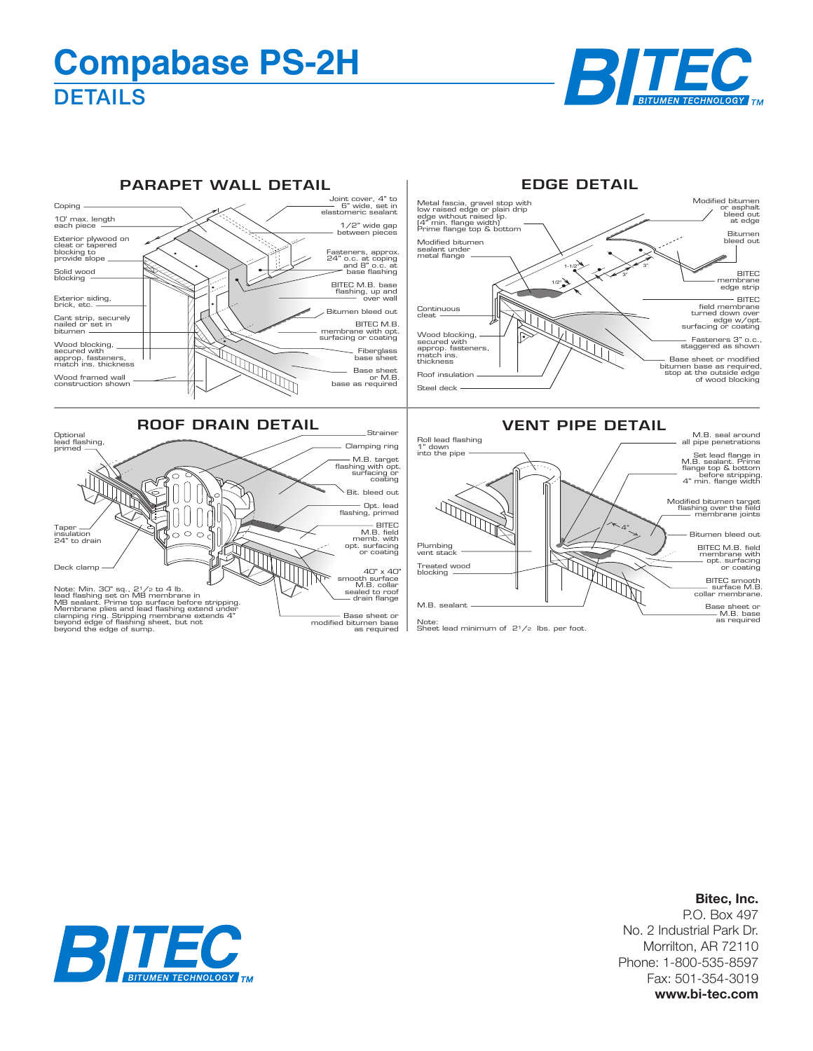# Compabase PS-2H

## DETAILS

BITEC BITUMEN TECHNOLOGY TM

### PARAPET WALL DETAIL

- Coping
- 10' max. length each piece
- Exterior plywood on cleat or tapered blocking to provide slope
- Solid wood blocking
- Exterior siding, brick, etc.
- Cant strip, securely nailed or set in bitumen
- Wood blocking, secured with approp. fasteners, match ins. thickness
- Wood framed wall construction shown
- Joint cover, 4" to 6" wide, set in elastomeric sealant
- 1/2" wide gap between pieces
- Fasteners, approx. 24" o.c. at coping and 8" o.c. at base flashing
- BITEC M.B. base flashing, up and over wall
- Bitumen bleed out
- BITEC M.B. membrane with opt. surfacing or coating
- Fiberglass base sheet
- Base sheet or M.B. base as required

### EDGE DETAIL

- Metal fascia, gravel stop with low raised edge or plain drip edge without raised lip. (4" min. flange width) Prime flange top & bottom
- Modified bitumen sealant under metal flange
- Continuous cleat
- Wood blocking, secured with approp. fasteners, match ins. thickness
- Roof insulation
- Steel deck
- Modified bitumen or asphalt bleed out at edge
- Bitumen bleed out
- BITEC membrane edge strip
- BITEC field membrane turned down over edge w/opt. surfacing or coating
- Fasteners 3" o.c., staggered as shown
- Base sheet or modified bitumen base as required, stop at the outside edge of wood blocking
- 1-1/2"
- 1/2"
- 3"
- 3"

### ROOF DRAIN DETAIL

- Optional lead flashing, primed
- Taper insulation 24" to drain
- Deck clamp
- Strainer
- Clamping ring
- M.B. target flashing with opt. surfacing or coating
- Bit. bleed out
- Opt. lead flashing, primed
- BITEC M.B. field memb. with opt. surfacing or coating
- 40" x 40" smooth surface M.B. collar sealed to roof drain flange
- Base sheet or modified bitumen base as required

Note: Min. 30" sq., 2 1/2 to 4 lb. lead flashing set on MB membrane in MB sealant. Prime top surface before stripping. Membrane plies and lead flashing extend under clamping ring. Stripping membrane extends 4" beyond edge of flashing sheet, but not beyond the edge of sump.

### VENT PIPE DETAIL

- Roll lead flashing 1" down into the pipe
- Plumbing vent stack
- Treated wood blocking
- M.B. sealant
- M.B. seal around all pipe penetrations
- Set lead flange in M.B. sealant. Prime flange top & bottom before stripping. 4" min. flange width
- Modified bitumen target flashing over the field membrane joints
- Bitumen bleed out
- BITEC M.B. field membrane with opt. surfacing or coating
- BITEC smooth surface M.B. collar membrane.
- Base sheet or M.B. base as required
- 4"

Note: Sheet lead minimum of 2 1/2 lbs. per foot.

BITEC BITUMEN TECHNOLOGY TM

**Bitec, Inc.**
P.O. Box 497
No. 2 Industrial Park Dr.
Morrilton, AR 72110
Phone: 1-800-535-8597
Fax: 501-354-3019
**www.bi-tec.com**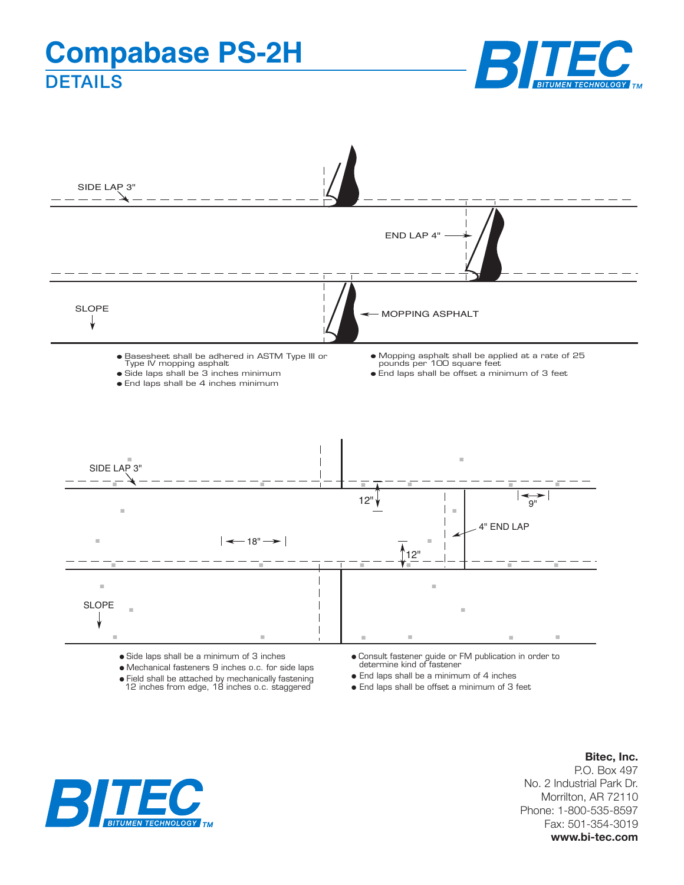# Compabase PS-2H

## DETAILS

SIDE LAP 3"

END LAP 4"

SLOPE

MOPPING ASPHALT

- Basesheet shall be adhered in ASTM Type III or Type IV mopping asphalt
- Side laps shall be 3 inches minimum
- End laps shall be 4 inches minimum
- Mopping asphalt shall be applied at a rate of 25 pounds per 100 square feet
- End laps shall be offset a minimum of 3 feet

SIDE LAP 3"

12"

9"

4" END LAP

18"

12"

SLOPE

- Side laps shall be a minimum of 3 inches
- Mechanical fasteners 9 inches o.c. for side laps
- Field shall be attached by mechanically fastening 12 inches from edge, 18 inches o.c. staggered
- Consult fastener guide or FM publication in order to determine kind of fastener
- End laps shall be a minimum of 4 inches
- End laps shall be offset a minimum of 3 feet

**Bitec, Inc.**
P.O. Box 497
No. 2 Industrial Park Dr.
Morrilton, AR 72110
Phone: 1-800-535-8597
Fax: 501-354-3019
**www.bi-tec.com**